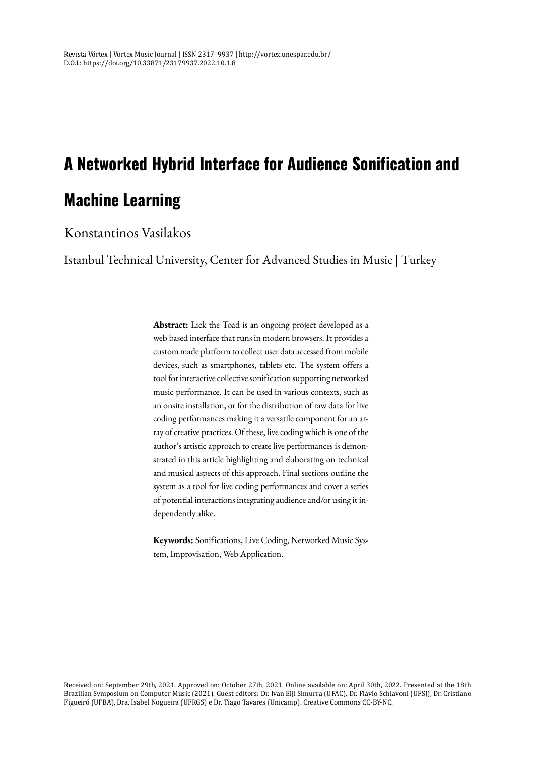# A Networked Hybrid Interface for Audience Sonification and Machine Learning

Konstantinos Vasilakos

Istanbul Technical University, Center for Advanced Studies in Music | Turkey

**Abstract:** Lick the Toad is an ongoing project developed as a web based interface that runs in modern browsers. It provides a custom made platform to collect user data accessed from mobile devices, such as smartphones, tablets etc. The system offers a tool for interactive collective sonification supporting networked music performance. It can be used in various contexts, such as an onsite installation, or for the distribution of raw data for live coding performances making it a versatile component for an array of creative practices. Of these, live coding which is one of the author's artistic approach to create live performances is demonstrated in this article highlighting and elaborating on technical and musical aspects of this approach. Final sections outline the system as a tool for live coding performances and cover a series of potential interactions integrating audience and/or using it independently alike.

**Keywords:** Sonifications, Live Coding, Networked Music System, Improvisation, Web Application.

Received on: September 29th, 2021. Approved on: October 27th, 2021. Online available on: April 30th, 2022. Presented at the 18th Brazilian Symposium on Computer Music (2021). Guest editors: Dr. Ivan Eiji Simurra (UFAC), Dr. Flávio Schiavoni (UFSJ), Dr. Cristiano Figueiró (UFBA), Dra. Isabel Nogueira (UFRGS) e Dr. Tiago Tavares (Unicamp). Creative Commons CC-BY-NC.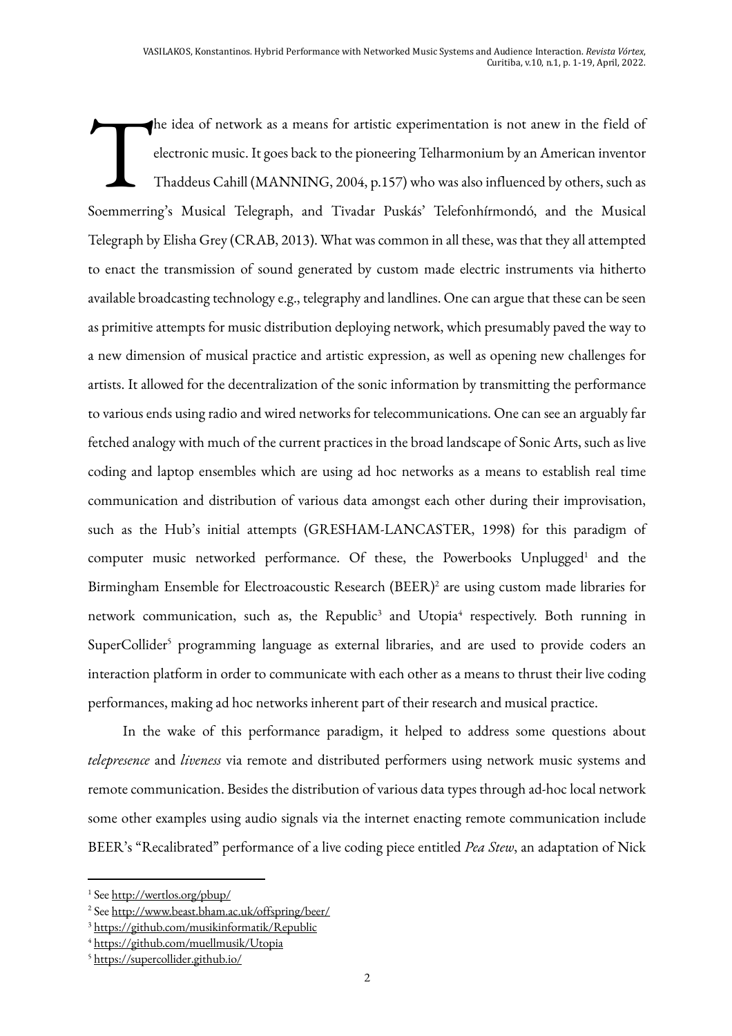The idea of network as a means for artistic experimentation is not anew in the field of electronic music. It goes back to the pioneering Telharmonium by an American inventor Thaddeus Cahill (MANNING, 2004, p.157) who was also influenced by others, such as Soemmerring's Musical Telegraph, and Tivadar Puskás' Telefonhírmondó, and the Musical Telegraph by Elisha Grey (CRAB, 2013). What was common in all these, was that they all attempted to enact the transmission of sound generated by custom made electric instruments via hitherto available broadcasting technology e.g., telegraphy and landlines. One can argue that these can be seen as primitive attempts for music distribution deploying network, which presumably paved the way to a new dimension of musical practice and artistic expression, as well as opening new challenges for artists. It allowed for the decentralization of the sonic information by transmitting the performance to various ends using radio and wired networks for telecommunications. One can see an arguably far fetched analogy with much of the current practices in the broad landscape of Sonic Arts, such as live coding and laptop ensembles which are using ad hoc networks as a means to establish real time communication and distribution of various data amongst each other during their improvisation, such as the Hub's initial attempts (GRESHAM-LANCASTER, 1998) for this paradigm of computer music networked performance. Of these, the Powerbooks Unplugged[1] and the Birmingham Ensemble for Electroacoustic Research (BEER)[2] are using custom made libraries for network communication, such as, the Republic[3] and Utopia[4] respectively. Both running in SuperCollider[5] programming language as external libraries, and are used to provide coders an interaction platform in order to communicate with each other as a means to thrust their live coding performances, making ad hoc networks inherent part of their research and musical practice.

In the wake of this performance paradigm, it helped to address some questions about *telepresence* and *liveness* via remote and distributed performers using network music systems and remote communication. Besides the distribution of various data types through ad-hoc local network some other examples using audio signals via the internet enacting remote communication include BEER's "Recalibrated" performance of a live coding piece entitled *Pea Stew*, an adaptation of Nick

[1] See http://wertlos.org/pbup/

[2] See http://www.beast.bham.ac.uk/offspring/beer/

[3] https://github.com/musikinformatik/Republic

[4] https://github.com/muellmusik/Utopia

[5] https://supercollider.github.io/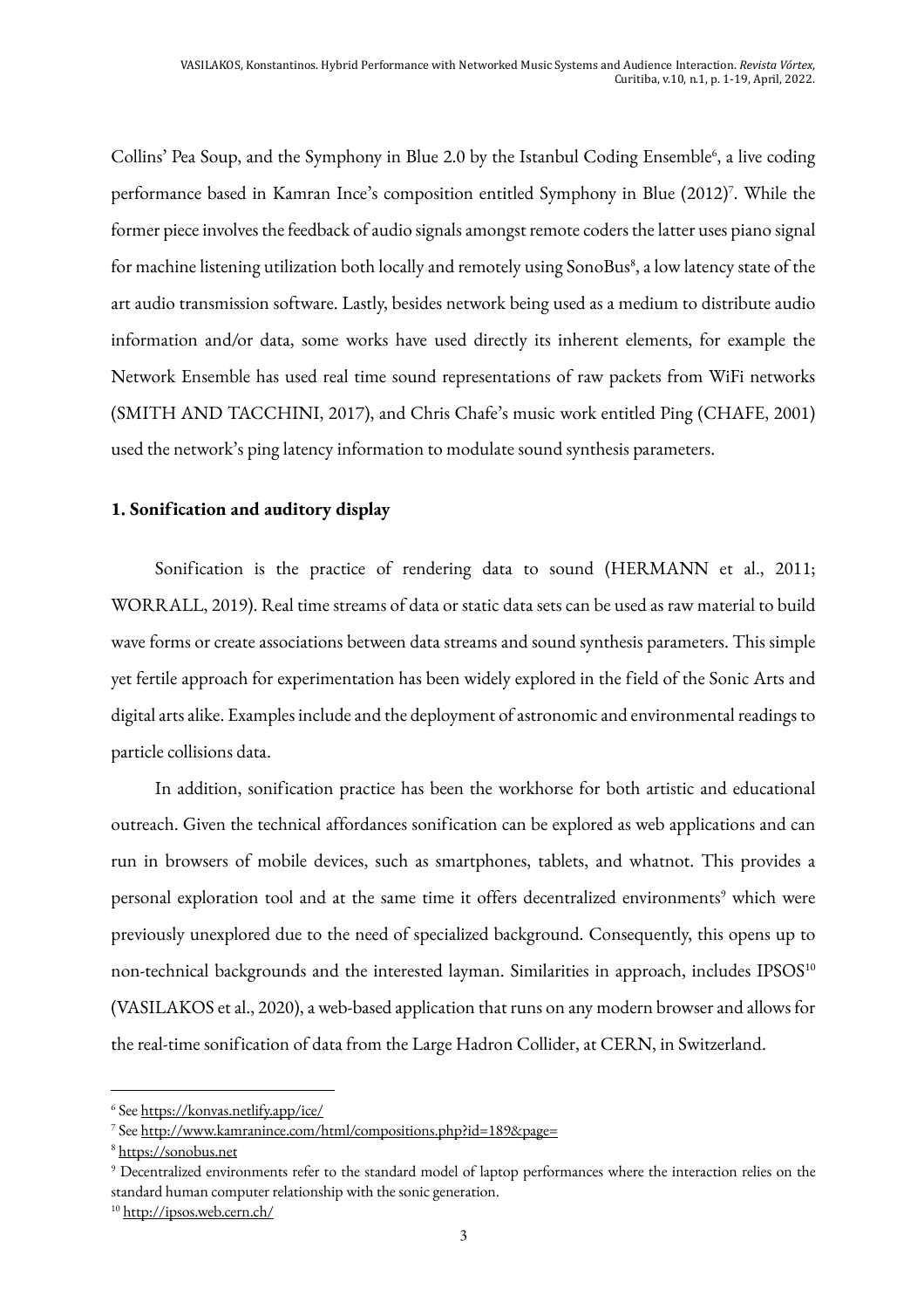Collins' Pea Soup, and the Symphony in Blue 2.0 by the Istanbul Coding Ensemble[6], a live coding performance based in Kamran Ince's composition entitled Symphony in Blue (2012)[7]. While the former piece involves the feedback of audio signals amongst remote coders the latter uses piano signal for machine listening utilization both locally and remotely using SonoBus[8], a low latency state of the art audio transmission software. Lastly, besides network being used as a medium to distribute audio information and/or data, some works have used directly its inherent elements, for example the Network Ensemble has used real time sound representations of raw packets from WiFi networks (SMITH AND TACCHINI, 2017), and Chris Chafe's music work entitled Ping (CHAFE, 2001) used the network's ping latency information to modulate sound synthesis parameters.

## 1. Sonification and auditory display

Sonification is the practice of rendering data to sound (HERMANN et al., 2011; WORRALL, 2019). Real time streams of data or static data sets can be used as raw material to build wave forms or create associations between data streams and sound synthesis parameters. This simple yet fertile approach for experimentation has been widely explored in the field of the Sonic Arts and digital arts alike. Examples include and the deployment of astronomic and environmental readings to particle collisions data.

In addition, sonification practice has been the workhorse for both artistic and educational outreach. Given the technical affordances sonification can be explored as web applications and can run in browsers of mobile devices, such as smartphones, tablets, and whatnot. This provides a personal exploration tool and at the same time it offers decentralized environments[9] which were previously unexplored due to the need of specialized background. Consequently, this opens up to non-technical backgrounds and the interested layman. Similarities in approach, includes IPSOS[10] (VASILAKOS et al., 2020), a web-based application that runs on any modern browser and allows for the real-time sonification of data from the Large Hadron Collider, at CERN, in Switzerland.

---

[6] See https://konvas.netlify.app/ice/

[7] See http://www.kamranince.com/html/compositions.php?id=189&page=

[8] https://sonobus.net

[9] Decentralized environments refer to the standard model of laptop performances where the interaction relies on the standard human computer relationship with the sonic generation.

[10] http://ipsos.web.cern.ch/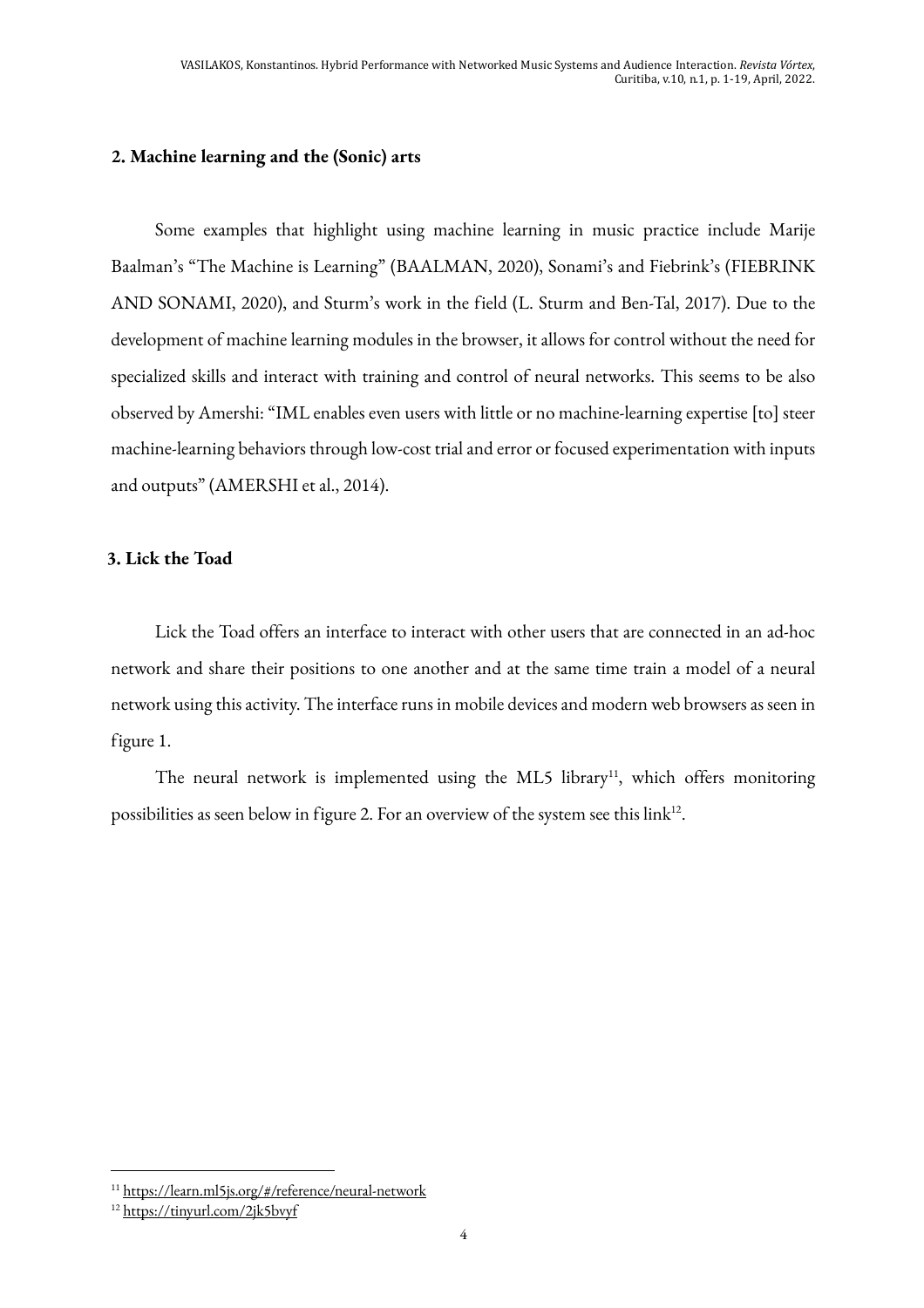## 2. Machine learning and the (Sonic) arts

Some examples that highlight using machine learning in music practice include Marije Baalman's "The Machine is Learning" (BAALMAN, 2020), Sonami's and Fiebrink's (FIEBRINK AND SONAMI, 2020), and Sturm's work in the field (L. Sturm and Ben-Tal, 2017). Due to the development of machine learning modules in the browser, it allows for control without the need for specialized skills and interact with training and control of neural networks. This seems to be also observed by Amershi: "IML enables even users with little or no machine-learning expertise [to] steer machine-learning behaviors through low-cost trial and error or focused experimentation with inputs and outputs" (AMERSHI et al., 2014).

## 3. Lick the Toad

Lick the Toad offers an interface to interact with other users that are connected in an ad-hoc network and share their positions to one another and at the same time train a model of a neural network using this activity. The interface runs in mobile devices and modern web browsers as seen in figure 1.

The neural network is implemented using the ML5 library[11], which offers monitoring possibilities as seen below in figure 2. For an overview of the system see this link[12].

---

[11] https://learn.ml5js.org/#/reference/neural-network

[12] https://tinyurl.com/2jk5bvyf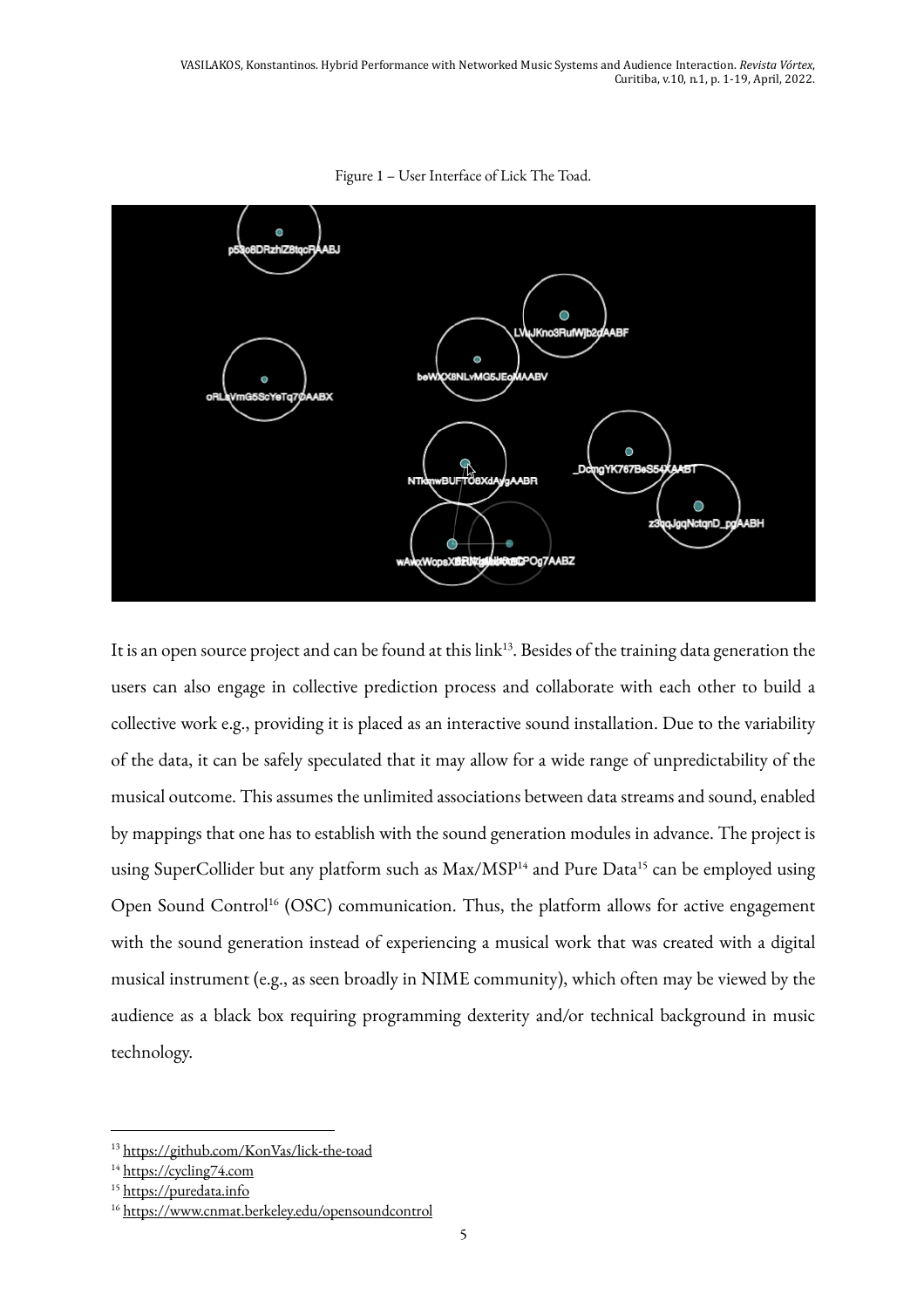Figure 1 – User Interface of Lick The Toad.

It is an open source project and can be found at this link[13]. Besides of the training data generation the users can also engage in collective prediction process and collaborate with each other to build a collective work e.g., providing it is placed as an interactive sound installation. Due to the variability of the data, it can be safely speculated that it may allow for a wide range of unpredictability of the musical outcome. This assumes the unlimited associations between data streams and sound, enabled by mappings that one has to establish with the sound generation modules in advance. The project is using SuperCollider but any platform such as Max/MSP[14] and Pure Data[15] can be employed using Open Sound Control[16] (OSC) communication. Thus, the platform allows for active engagement with the sound generation instead of experiencing a musical work that was created with a digital musical instrument (e.g., as seen broadly in NIME community), which often may be viewed by the audience as a black box requiring programming dexterity and/or technical background in music technology.

---

[13] https://github.com/KonVas/lick-the-toad

[14] https://cycling74.com

[15] https://puredata.info

[16] https://www.cnmat.berkeley.edu/opensoundcontrol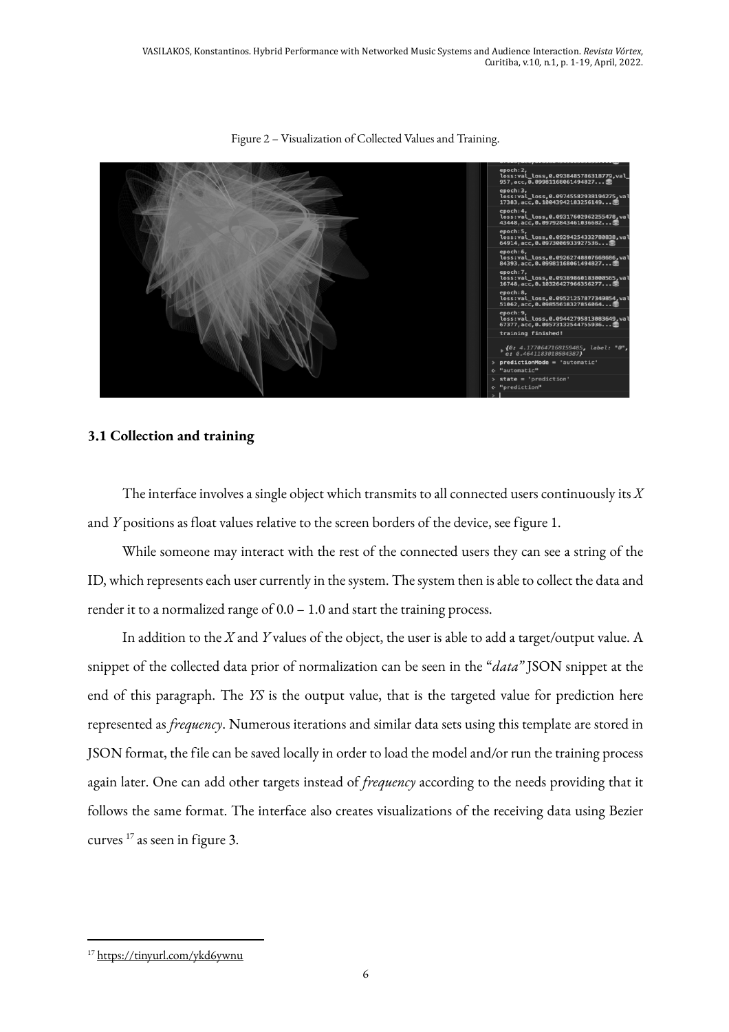Figure 2 – Visualization of Collected Values and Training.

### 3.1 Collection and training

The interface involves a single object which transmits to all connected users continuously its *X* and *Y* positions as float values relative to the screen borders of the device, see figure 1.

While someone may interact with the rest of the connected users they can see a string of the ID, which represents each user currently in the system. The system then is able to collect the data and render it to a normalized range of 0.0 – 1.0 and start the training process.

In addition to the *X* and *Y* values of the object, the user is able to add a target/output value. A snippet of the collected data prior of normalization can be seen in the "*data"* JSON snippet at the end of this paragraph. The *YS* is the output value, that is the targeted value for prediction here represented as *frequency*. Numerous iterations and similar data sets using this template are stored in JSON format, the file can be saved locally in order to load the model and/or run the training process again later. One can add other targets instead of *frequency* according to the needs providing that it follows the same format. The interface also creates visualizations of the receiving data using Bezier curves [17] as seen in figure 3.

[17] https://tinyurl.com/ykd6ywnu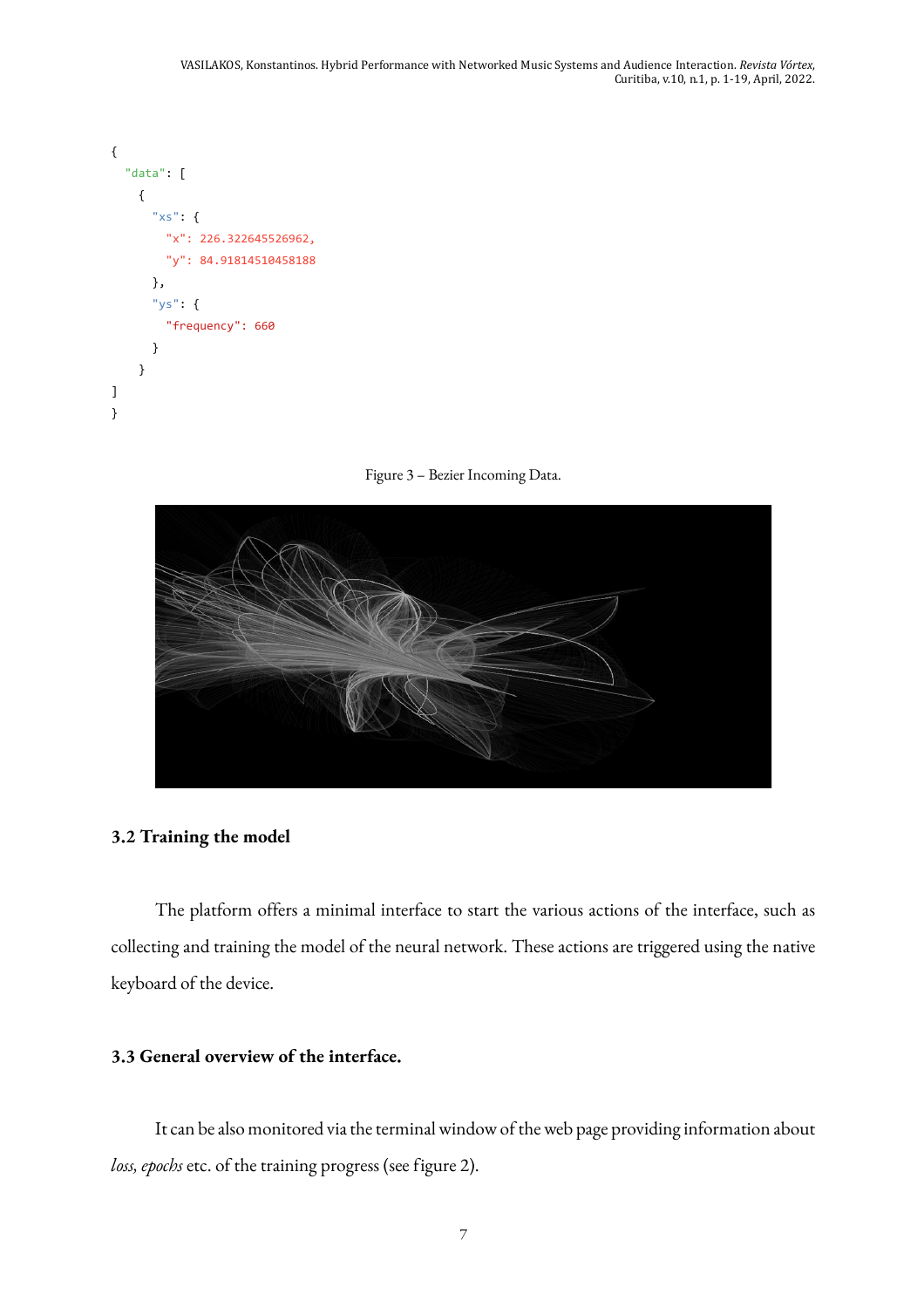```
{
  "data": [
    {
      "xs": {
        "x": 226.322645526962,
        "y": 84.91814510458188
      },
      "ys": {
        "frequency": 660
      }
    }
]
}
```

Figure 3 – Bezier Incoming Data.

### 3.2 Training the model

The platform offers a minimal interface to start the various actions of the interface, such as collecting and training the model of the neural network. These actions are triggered using the native keyboard of the device.

### 3.3 General overview of the interface.

It can be also monitored via the terminal window of the web page providing information about *loss, epochs* etc. of the training progress (see figure 2).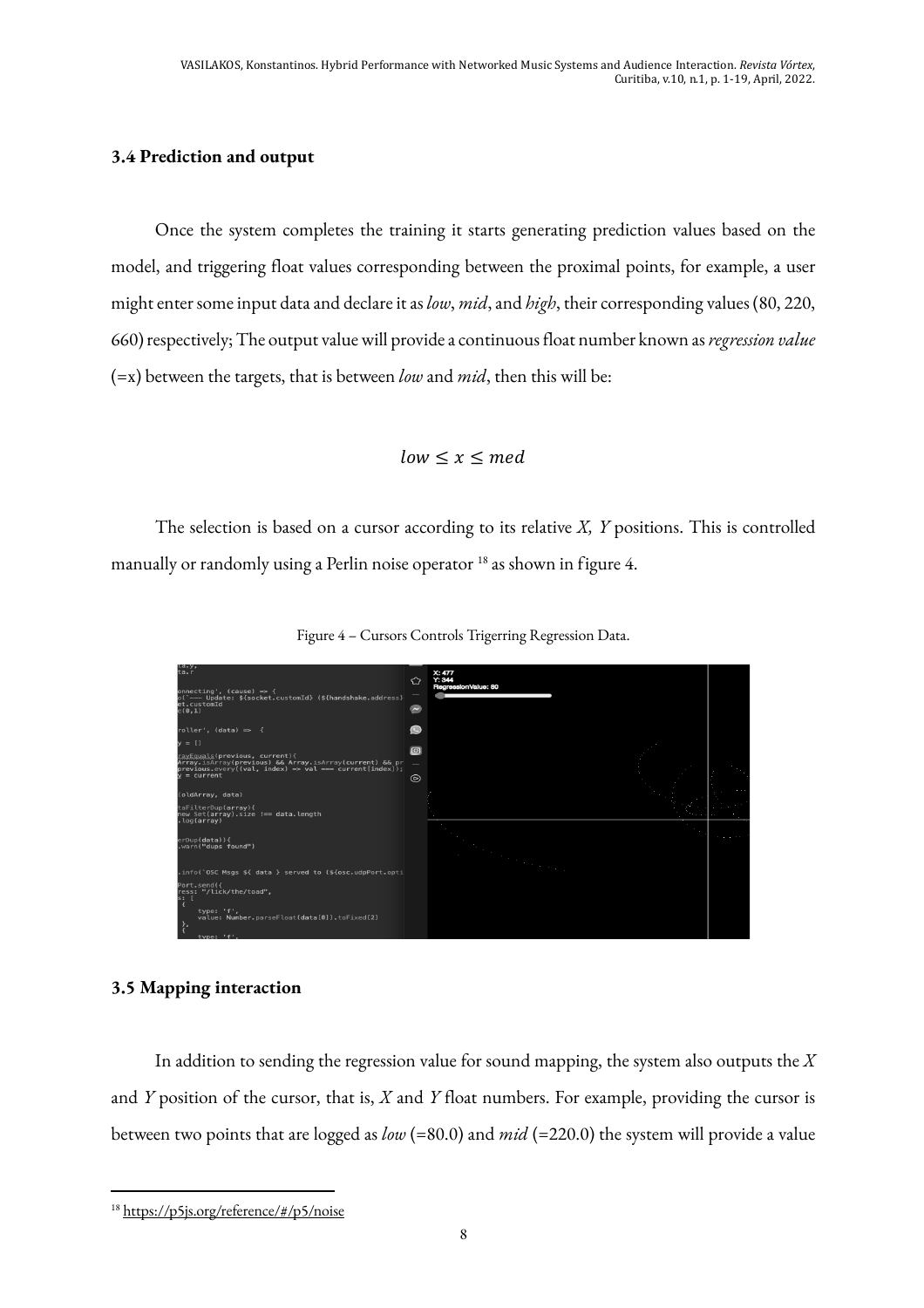### 3.4 Prediction and output

Once the system completes the training it starts generating prediction values based on the model, and triggering float values corresponding between the proximal points, for example, a user might enter some input data and declare it as *low*, *mid*, and *high*, their corresponding values (80, 220, 660) respectively; The output value will provide a continuous float number known as *regression value* (=x) between the targets, that is between *low* and *mid*, then this will be:

$$low \leq x \leq med$$

The selection is based on a cursor according to its relative *X, Y* positions. This is controlled manually or randomly using a Perlin noise operator [18] as shown in figure 4.

Figure 4 – Cursors Controls Trigerring Regression Data.

### 3.5 Mapping interaction

In addition to sending the regression value for sound mapping, the system also outputs the *X* and *Y* position of the cursor, that is, *X* and *Y* float numbers. For example, providing the cursor is between two points that are logged as *low* (=80.0) and *mid* (=220.0) the system will provide a value

[18] https://p5js.org/reference/#/p5/noise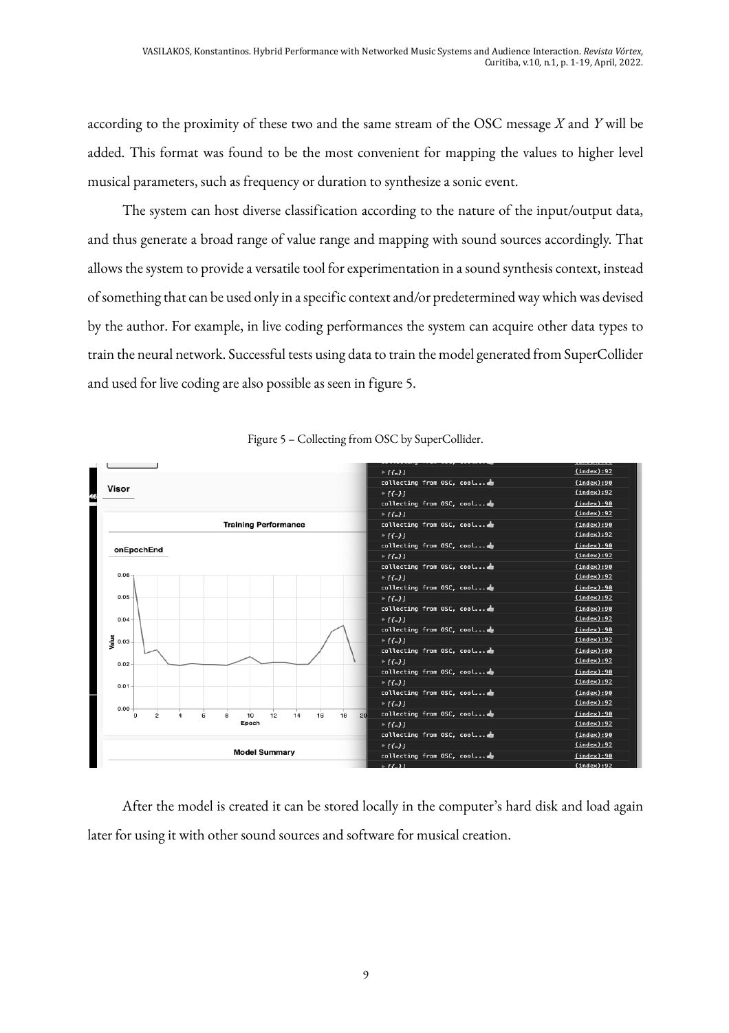according to the proximity of these two and the same stream of the OSC message *X* and *Y* will be added. This format was found to be the most convenient for mapping the values to higher level musical parameters, such as frequency or duration to synthesize a sonic event.

The system can host diverse classification according to the nature of the input/output data, and thus generate a broad range of value range and mapping with sound sources accordingly. That allows the system to provide a versatile tool for experimentation in a sound synthesis context, instead of something that can be used only in a specific context and/or predetermined way which was devised by the author. For example, in live coding performances the system can acquire other data types to train the neural network. Successful tests using data to train the model generated from SuperCollider and used for live coding are also possible as seen in figure 5.

Figure 5 – Collecting from OSC by SuperCollider.

After the model is created it can be stored locally in the computer's hard disk and load again later for using it with other sound sources and software for musical creation.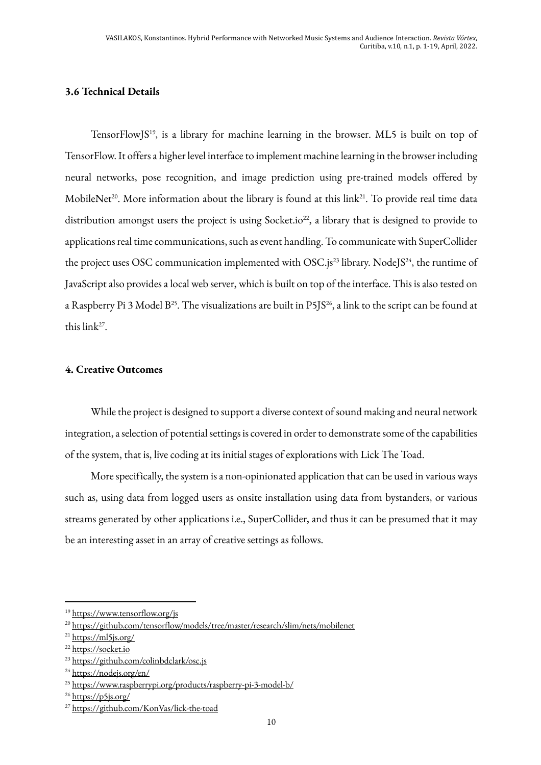### 3.6 Technical Details

TensorFlowJS[19], is a library for machine learning in the browser. ML5 is built on top of TensorFlow. It offers a higher level interface to implement machine learning in the browser including neural networks, pose recognition, and image prediction using pre-trained models offered by MobileNet[20]. More information about the library is found at this link[21]. To provide real time data distribution amongst users the project is using Socket.io[22], a library that is designed to provide to applications real time communications, such as event handling. To communicate with SuperCollider the project uses OSC communication implemented with OSC.js[23] library. NodeJS[24], the runtime of JavaScript also provides a local web server, which is built on top of the interface. This is also tested on a Raspberry Pi 3 Model B[25]. The visualizations are built in P5JS[26], a link to the script can be found at this link[27].

### 4. Creative Outcomes

While the project is designed to support a diverse context of sound making and neural network integration, a selection of potential settings is covered in order to demonstrate some of the capabilities of the system, that is, live coding at its initial stages of explorations with Lick The Toad.

More specifically, the system is a non-opinionated application that can be used in various ways such as, using data from logged users as onsite installation using data from bystanders, or various streams generated by other applications i.e., SuperCollider, and thus it can be presumed that it may be an interesting asset in an array of creative settings as follows.

---

[19] https://www.tensorflow.org/js

[20] https://github.com/tensorflow/models/tree/master/research/slim/nets/mobilenet

[21] https://ml5js.org/

[22] https://socket.io

[23] https://github.com/colinbdclark/osc.js

[24] https://nodejs.org/en/

[25] https://www.raspberrypi.org/products/raspberry-pi-3-model-b/

[26] https://p5js.org/

[27] https://github.com/KonVas/lick-the-toad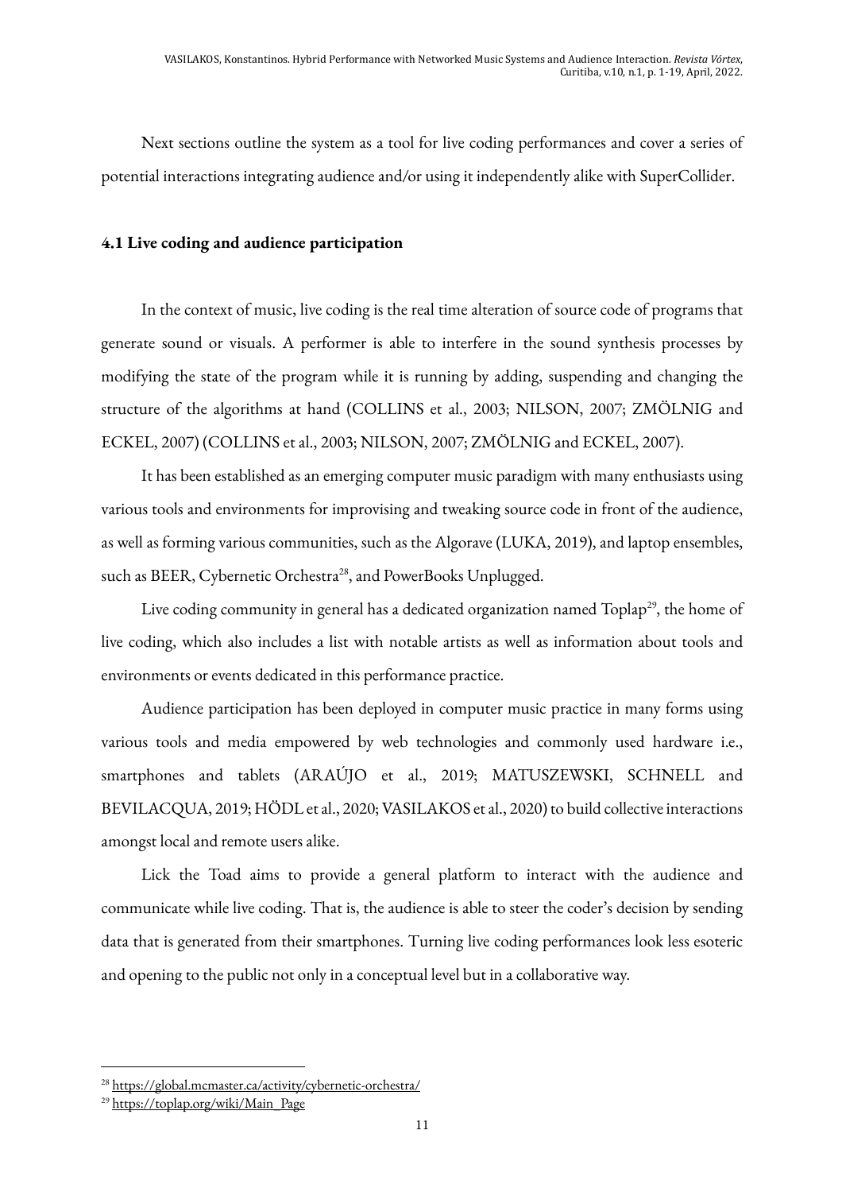Next sections outline the system as a tool for live coding performances and cover a series of potential interactions integrating audience and/or using it independently alike with SuperCollider.

### 4.1 Live coding and audience participation

In the context of music, live coding is the real time alteration of source code of programs that generate sound or visuals. A performer is able to interfere in the sound synthesis processes by modifying the state of the program while it is running by adding, suspending and changing the structure of the algorithms at hand (COLLINS et al., 2003; NILSON, 2007; ZMÖLNIG and ECKEL, 2007) (COLLINS et al., 2003; NILSON, 2007; ZMÖLNIG and ECKEL, 2007).

It has been established as an emerging computer music paradigm with many enthusiasts using various tools and environments for improvising and tweaking source code in front of the audience, as well as forming various communities, such as the Algorave (LUKA, 2019), and laptop ensembles, such as BEER, Cybernetic Orchestra[28], and PowerBooks Unplugged.

Live coding community in general has a dedicated organization named Toplap[29], the home of live coding, which also includes a list with notable artists as well as information about tools and environments or events dedicated in this performance practice.

Audience participation has been deployed in computer music practice in many forms using various tools and media empowered by web technologies and commonly used hardware i.e., smartphones and tablets (ARAÚJO et al., 2019; MATUSZEWSKI, SCHNELL and BEVILACQUA, 2019; HÖDL et al., 2020; VASILAKOS et al., 2020) to build collective interactions amongst local and remote users alike.

Lick the Toad aims to provide a general platform to interact with the audience and communicate while live coding. That is, the audience is able to steer the coder's decision by sending data that is generated from their smartphones. Turning live coding performances look less esoteric and opening to the public not only in a conceptual level but in a collaborative way.

---

[28] https://global.mcmaster.ca/activity/cybernetic-orchestra/

[29] https://toplap.org/wiki/Main_Page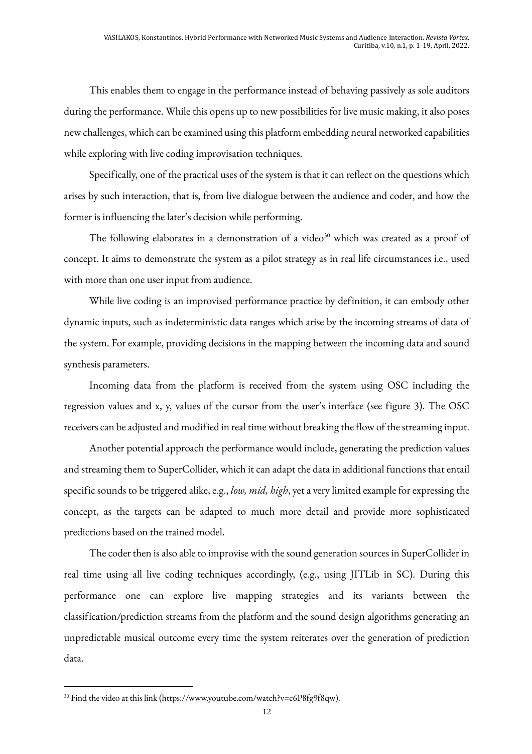This enables them to engage in the performance instead of behaving passively as sole auditors during the performance. While this opens up to new possibilities for live music making, it also poses new challenges, which can be examined using this platform embedding neural networked capabilities while exploring with live coding improvisation techniques.

Specifically, one of the practical uses of the system is that it can reflect on the questions which arises by such interaction, that is, from live dialogue between the audience and coder, and how the former is influencing the later's decision while performing.

The following elaborates in a demonstration of a video[30] which was created as a proof of concept. It aims to demonstrate the system as a pilot strategy as in real life circumstances i.e., used with more than one user input from audience.

While live coding is an improvised performance practice by definition, it can embody other dynamic inputs, such as indeterministic data ranges which arise by the incoming streams of data of the system. For example, providing decisions in the mapping between the incoming data and sound synthesis parameters.

Incoming data from the platform is received from the system using OSC including the regression values and x, y, values of the cursor from the user's interface (see figure 3). The OSC receivers can be adjusted and modified in real time without breaking the flow of the streaming input.

Another potential approach the performance would include, generating the prediction values and streaming them to SuperCollider, which it can adapt the data in additional functions that entail specific sounds to be triggered alike, e.g., *low, mid, high*, yet a very limited example for expressing the concept, as the targets can be adapted to much more detail and provide more sophisticated predictions based on the trained model.

The coder then is also able to improvise with the sound generation sources in SuperCollider in real time using all live coding techniques accordingly, (e.g., using JITLib in SC). During this performance one can explore live mapping strategies and its variants between the classification/prediction streams from the platform and the sound design algorithms generating an unpredictable musical outcome every time the system reiterates over the generation of prediction data.

---

[30] Find the video at this link (https://www.youtube.com/watch?v=c6P8fg9f8qw).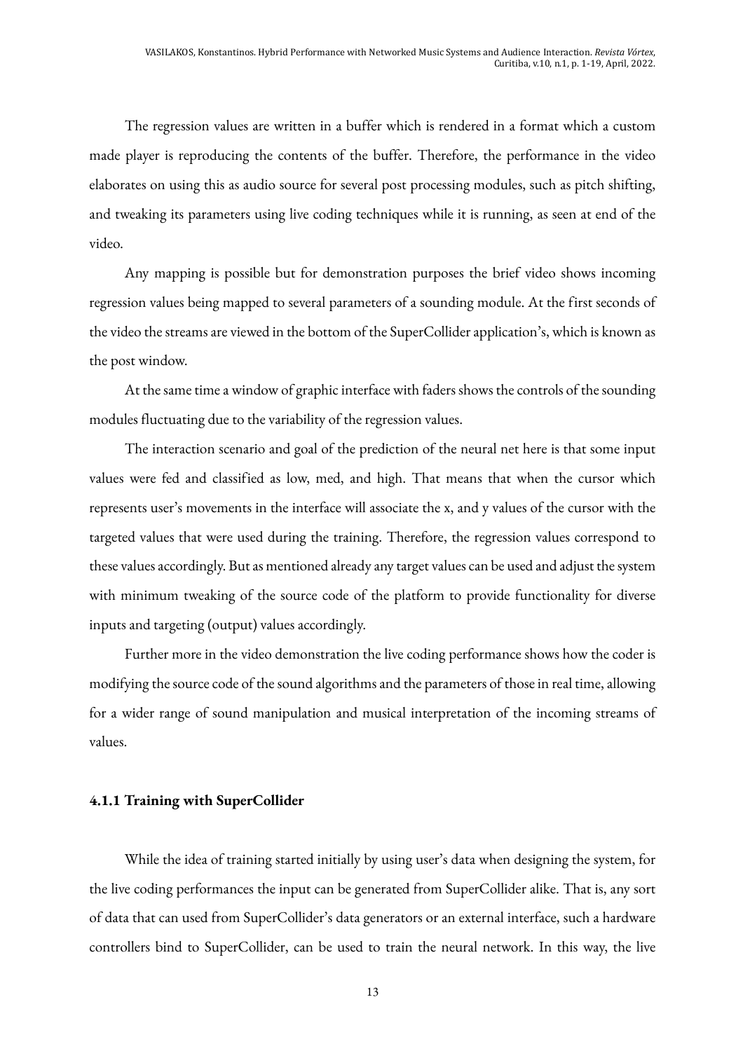The regression values are written in a buffer which is rendered in a format which a custom made player is reproducing the contents of the buffer. Therefore, the performance in the video elaborates on using this as audio source for several post processing modules, such as pitch shifting, and tweaking its parameters using live coding techniques while it is running, as seen at end of the video.

Any mapping is possible but for demonstration purposes the brief video shows incoming regression values being mapped to several parameters of a sounding module. At the first seconds of the video the streams are viewed in the bottom of the SuperCollider application's, which is known as the post window.

At the same time a window of graphic interface with faders shows the controls of the sounding modules fluctuating due to the variability of the regression values.

The interaction scenario and goal of the prediction of the neural net here is that some input values were fed and classified as low, med, and high. That means that when the cursor which represents user's movements in the interface will associate the x, and y values of the cursor with the targeted values that were used during the training. Therefore, the regression values correspond to these values accordingly. But as mentioned already any target values can be used and adjust the system with minimum tweaking of the source code of the platform to provide functionality for diverse inputs and targeting (output) values accordingly.

Further more in the video demonstration the live coding performance shows how the coder is modifying the source code of the sound algorithms and the parameters of those in real time, allowing for a wider range of sound manipulation and musical interpretation of the incoming streams of values.

#### 4.1.1 Training with SuperCollider

While the idea of training started initially by using user's data when designing the system, for the live coding performances the input can be generated from SuperCollider alike. That is, any sort of data that can used from SuperCollider's data generators or an external interface, such a hardware controllers bind to SuperCollider, can be used to train the neural network. In this way, the live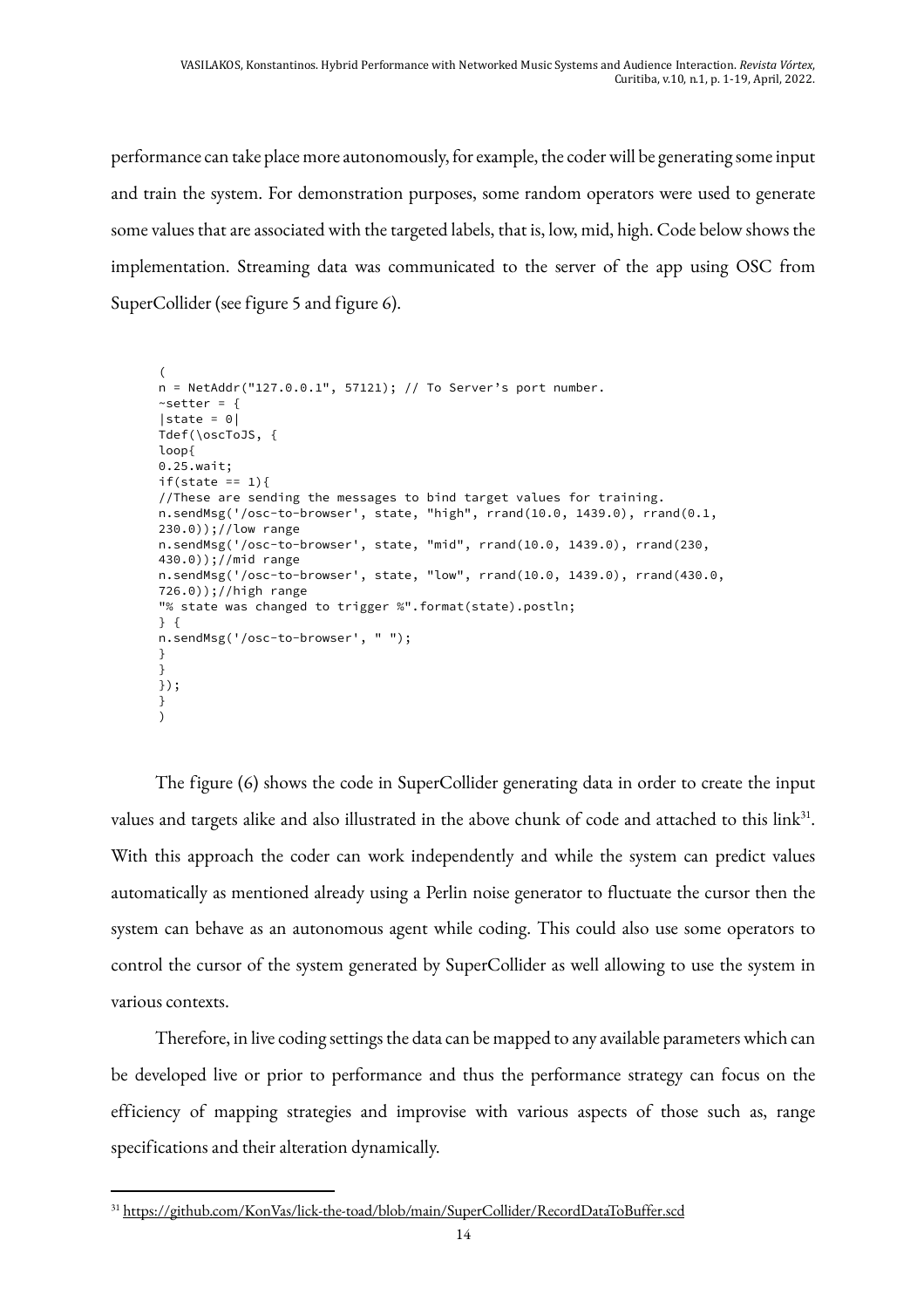performance can take place more autonomously, for example, the coder will be generating some input and train the system. For demonstration purposes, some random operators were used to generate some values that are associated with the targeted labels, that is, low, mid, high. Code below shows the implementation. Streaming data was communicated to the server of the app using OSC from SuperCollider (see figure 5 and figure 6).

```
(
n = NetAddr("127.0.0.1", 57121); // To Server's port number.
~setter = {
|state = 0|
Tdef(\oscToJS, {
loop{
0.25.wait;
if(state == 1){
//These are sending the messages to bind target values for training.
n.sendMsg('/osc-to-browser', state, "high", rrand(10.0, 1439.0), rrand(0.1,
230.0));//low range
n.sendMsg('/osc-to-browser', state, "mid", rrand(10.0, 1439.0), rrand(230,
430.0));//mid range
n.sendMsg('/osc-to-browser', state, "low", rrand(10.0, 1439.0), rrand(430.0,
726.0));//high range
"% state was changed to trigger %".format(state).postln;
} {
n.sendMsg('/osc-to-browser', " ");
}
}
});
}
)
```

The figure (6) shows the code in SuperCollider generating data in order to create the input values and targets alike and also illustrated in the above chunk of code and attached to this link[31]. With this approach the coder can work independently and while the system can predict values automatically as mentioned already using a Perlin noise generator to fluctuate the cursor then the system can behave as an autonomous agent while coding. This could also use some operators to control the cursor of the system generated by SuperCollider as well allowing to use the system in various contexts.

Therefore, in live coding settings the data can be mapped to any available parameters which can be developed live or prior to performance and thus the performance strategy can focus on the efficiency of mapping strategies and improvise with various aspects of those such as, range specifications and their alteration dynamically.

---

[31] https://github.com/KonVas/lick-the-toad/blob/main/SuperCollider/RecordDataToBuffer.scd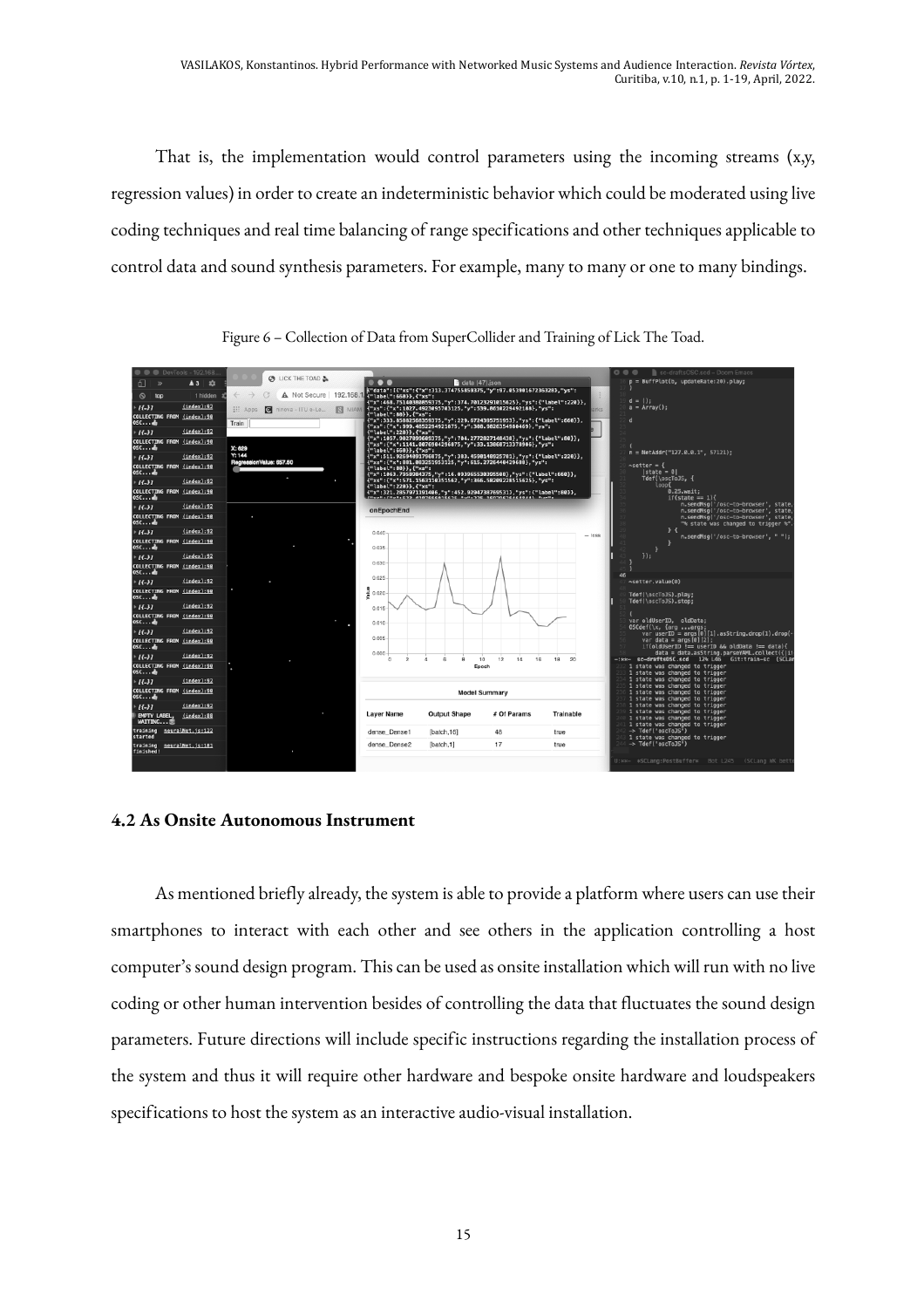That is, the implementation would control parameters using the incoming streams (x,y, regression values) in order to create an indeterministic behavior which could be moderated using live coding techniques and real time balancing of range specifications and other techniques applicable to control data and sound synthesis parameters. For example, many to many or one to many bindings.

Figure 6 – Collection of Data from SuperCollider and Training of Lick The Toad.

## 4.2 As Onsite Autonomous Instrument

As mentioned briefly already, the system is able to provide a platform where users can use their smartphones to interact with each other and see others in the application controlling a host computer's sound design program. This can be used as onsite installation which will run with no live coding or other human intervention besides of controlling the data that fluctuates the sound design parameters. Future directions will include specific instructions regarding the installation process of the system and thus it will require other hardware and bespoke onsite hardware and loudspeakers specifications to host the system as an interactive audio-visual installation.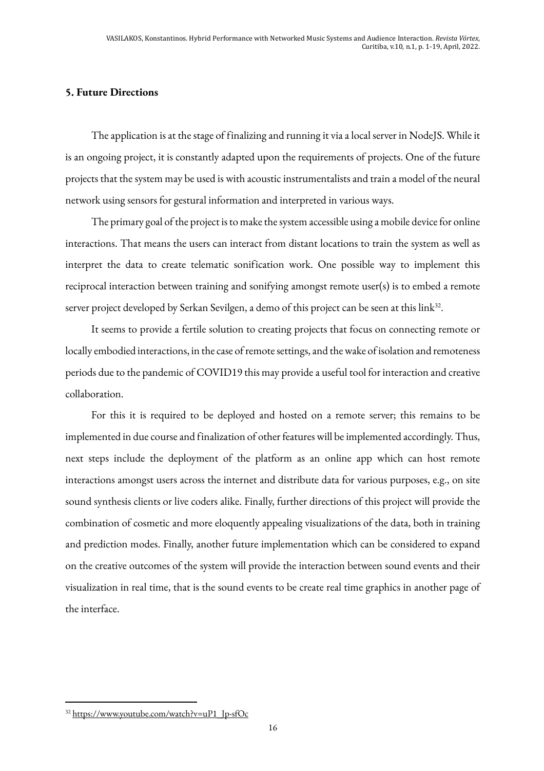## 5. Future Directions

The application is at the stage of finalizing and running it via a local server in NodeJS. While it is an ongoing project, it is constantly adapted upon the requirements of projects. One of the future projects that the system may be used is with acoustic instrumentalists and train a model of the neural network using sensors for gestural information and interpreted in various ways.

The primary goal of the project is to make the system accessible using a mobile device for online interactions. That means the users can interact from distant locations to train the system as well as interpret the data to create telematic sonification work. One possible way to implement this reciprocal interaction between training and sonifying amongst remote user(s) is to embed a remote server project developed by Serkan Sevilgen, a demo of this project can be seen at this link[32].

It seems to provide a fertile solution to creating projects that focus on connecting remote or locally embodied interactions, in the case of remote settings, and the wake of isolation and remoteness periods due to the pandemic of COVID19 this may provide a useful tool for interaction and creative collaboration.

For this it is required to be deployed and hosted on a remote server; this remains to be implemented in due course and finalization of other features will be implemented accordingly. Thus, next steps include the deployment of the platform as an online app which can host remote interactions amongst users across the internet and distribute data for various purposes, e.g., on site sound synthesis clients or live coders alike. Finally, further directions of this project will provide the combination of cosmetic and more eloquently appealing visualizations of the data, both in training and prediction modes. Finally, another future implementation which can be considered to expand on the creative outcomes of the system will provide the interaction between sound events and their visualization in real time, that is the sound events to be create real time graphics in another page of the interface.

---

[32] https://www.youtube.com/watch?v=uP1_Jp-sfOc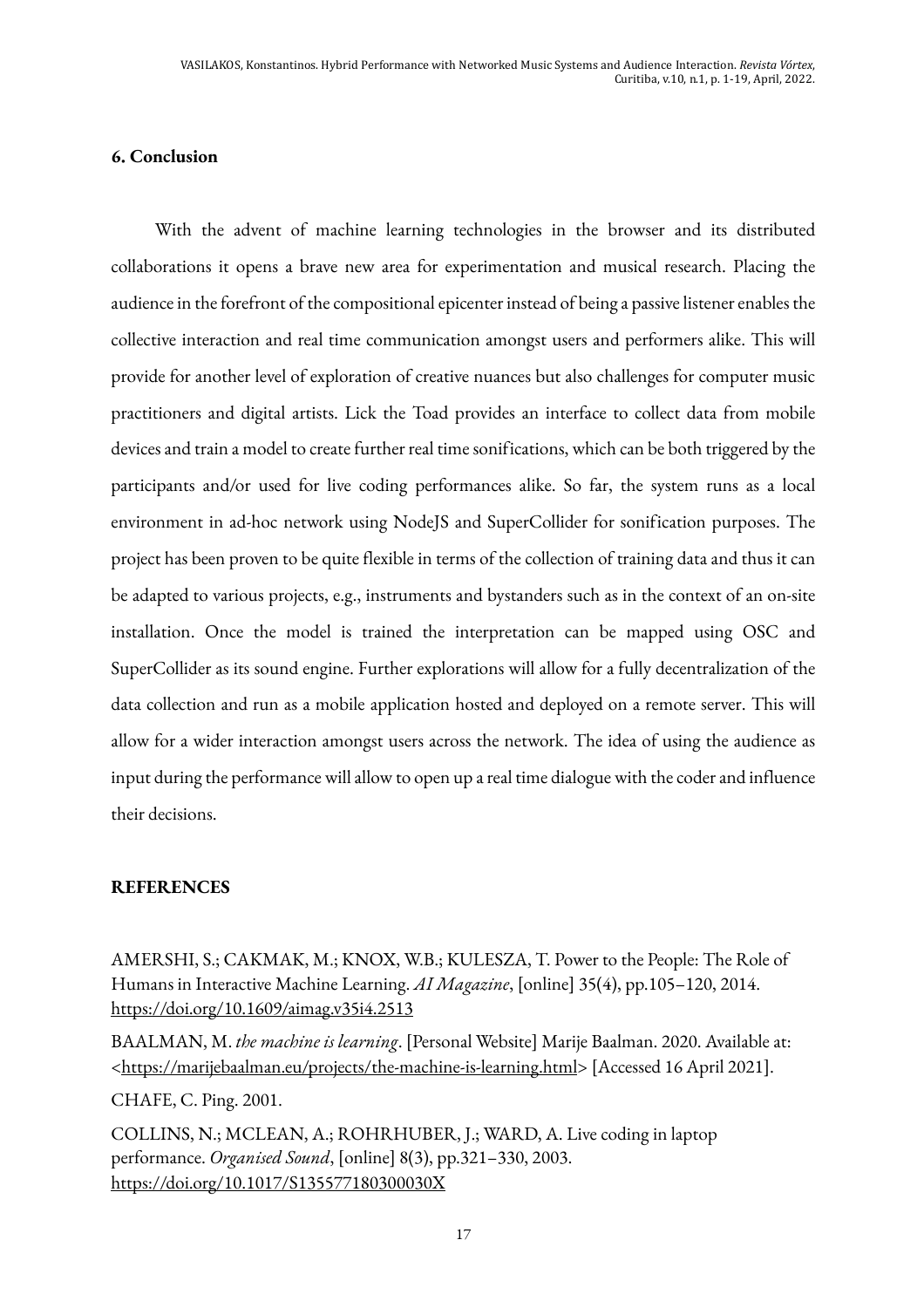## 6. Conclusion

With the advent of machine learning technologies in the browser and its distributed collaborations it opens a brave new area for experimentation and musical research. Placing the audience in the forefront of the compositional epicenter instead of being a passive listener enables the collective interaction and real time communication amongst users and performers alike. This will provide for another level of exploration of creative nuances but also challenges for computer music practitioners and digital artists. Lick the Toad provides an interface to collect data from mobile devices and train a model to create further real time sonifications, which can be both triggered by the participants and/or used for live coding performances alike. So far, the system runs as a local environment in ad-hoc network using NodeJS and SuperCollider for sonification purposes. The project has been proven to be quite flexible in terms of the collection of training data and thus it can be adapted to various projects, e.g., instruments and bystanders such as in the context of an on-site installation. Once the model is trained the interpretation can be mapped using OSC and SuperCollider as its sound engine. Further explorations will allow for a fully decentralization of the data collection and run as a mobile application hosted and deployed on a remote server. This will allow for a wider interaction amongst users across the network. The idea of using the audience as input during the performance will allow to open up a real time dialogue with the coder and influence their decisions.

## REFERENCES

AMERSHI, S.; CAKMAK, M.; KNOX, W.B.; KULESZA, T. Power to the People: The Role of Humans in Interactive Machine Learning. *AI Magazine*, [online] 35(4), pp.105–120, 2014. https://doi.org/10.1609/aimag.v35i4.2513

BAALMAN, M. *the machine is learning*. [Personal Website] Marije Baalman. 2020. Available at: <https://marijebaalman.eu/projects/the-machine-is-learning.html> [Accessed 16 April 2021].

CHAFE, C. Ping. 2001.

COLLINS, N.; MCLEAN, A.; ROHRHUBER, J.; WARD, A. Live coding in laptop performance. *Organised Sound*, [online] 8(3), pp.321–330, 2003. https://doi.org/10.1017/S135577180300030X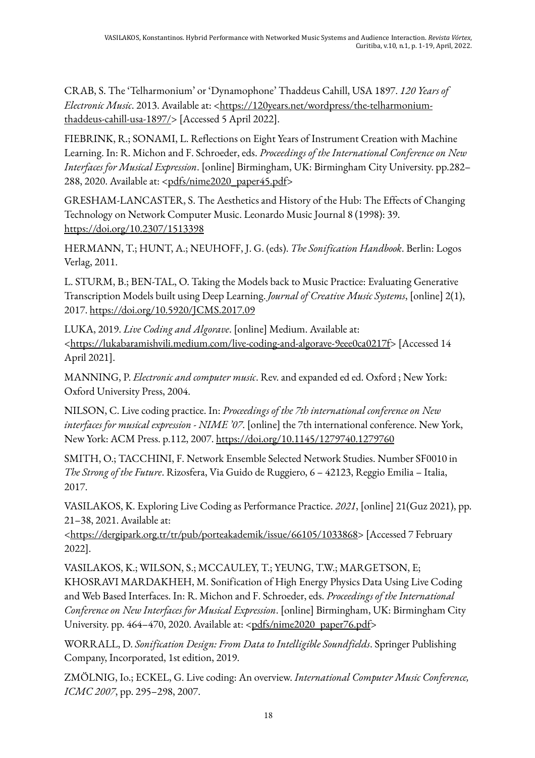CRAB, S. The 'Telharmonium' or 'Dynamophone' Thaddeus Cahill, USA 1897. *120 Years of Electronic Music*. 2013. Available at: <https://120years.net/wordpress/the-telharmonium-thaddeus-cahill-usa-1897/> [Accessed 5 April 2022].

FIEBRINK, R.; SONAMI, L. Reflections on Eight Years of Instrument Creation with Machine Learning. In: R. Michon and F. Schroeder, eds. *Proceedings of the International Conference on New Interfaces for Musical Expression*. [online] Birmingham, UK: Birmingham City University. pp.282–288, 2020. Available at: <pdfs/nime2020_paper45.pdf>

GRESHAM-LANCASTER, S. The Aesthetics and History of the Hub: The Effects of Changing Technology on Network Computer Music. Leonardo Music Journal 8 (1998): 39. https://doi.org/10.2307/1513398

HERMANN, T.; HUNT, A.; NEUHOFF, J. G. (eds). *The Sonification Handbook*. Berlin: Logos Verlag, 2011.

L. STURM, B.; BEN-TAL, O. Taking the Models back to Music Practice: Evaluating Generative Transcription Models built using Deep Learning. *Journal of Creative Music Systems*, [online] 2(1), 2017. https://doi.org/10.5920/JCMS.2017.09

LUKA, 2019. *Live Coding and Algorave*. [online] Medium. Available at: <https://lukabaramishvili.medium.com/live-coding-and-algorave-9eee0ca0217f> [Accessed 14 April 2021].

MANNING, P. *Electronic and computer music*. Rev. and expanded ed ed. Oxford ; New York: Oxford University Press, 2004.

NILSON, C. Live coding practice. In: *Proceedings of the 7th international conference on New interfaces for musical expression - NIME '07*. [online] the 7th international conference. New York, New York: ACM Press. p.112, 2007. https://doi.org/10.1145/1279740.1279760

SMITH, O.; TACCHINI, F. Network Ensemble Selected Network Studies. Number SF0010 in *The Strong of the Future*. Rizosfera, Via Guido de Ruggiero, 6 – 42123, Reggio Emilia – Italia, 2017.

VASILAKOS, K. Exploring Live Coding as Performance Practice. *2021*, [online] 21(Guz 2021), pp. 21–38, 2021. Available at: <https://dergipark.org.tr/tr/pub/porteakademik/issue/66105/1033868> [Accessed 7 February 2022].

VASILAKOS, K.; WILSON, S.; MCCAULEY, T.; YEUNG, T.W.; MARGETSON, E; KHOSRAVI MARDAKHEH, M. Sonification of High Energy Physics Data Using Live Coding and Web Based Interfaces. In: R. Michon and F. Schroeder, eds. *Proceedings of the International Conference on New Interfaces for Musical Expression*. [online] Birmingham, UK: Birmingham City University. pp. 464–470, 2020. Available at: <pdfs/nime2020_paper76.pdf>

WORRALL, D. *Sonification Design: From Data to Intelligible Soundfields*. Springer Publishing Company, Incorporated, 1st edition, 2019.

ZMÖLNIG, Io.; ECKEL, G. Live coding: An overview. *International Computer Music Conference, ICMC 2007*, pp. 295–298, 2007.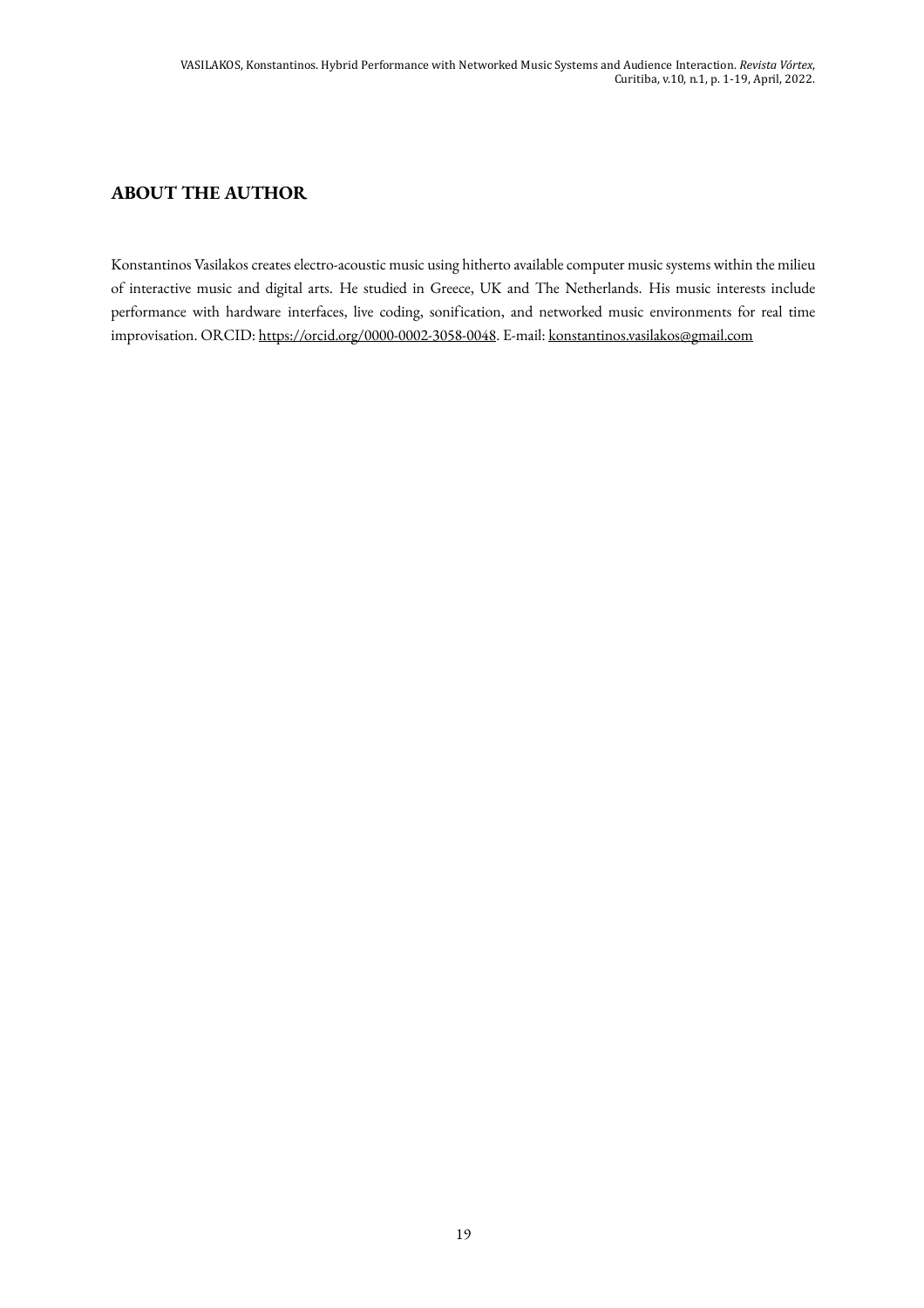## ABOUT THE AUTHOR

Konstantinos Vasilakos creates electro-acoustic music using hitherto available computer music systems within the milieu of interactive music and digital arts. He studied in Greece, UK and The Netherlands. His music interests include performance with hardware interfaces, live coding, sonification, and networked music environments for real time improvisation. ORCID: https://orcid.org/0000-0002-3058-0048. E-mail: konstantinos.vasilakos@gmail.com